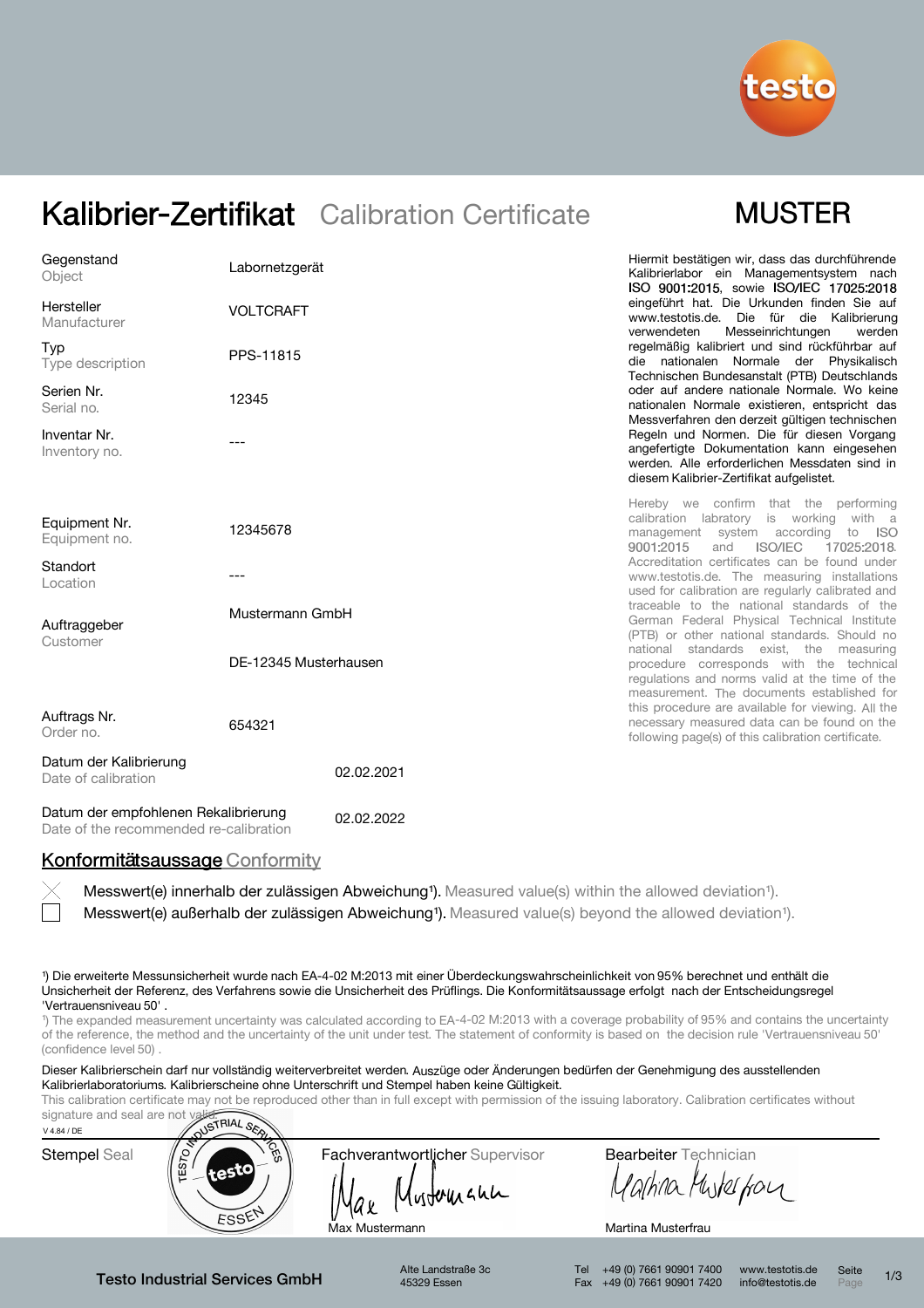# Kalibrier-Zertifikat Calibration Certificate

**MUSTER**

| | |
|---|---|
| Gegenstand / Object | Labornetzgerät |
| Hersteller / Manufacturer | VOLTCRAFT |
| Typ / Type description | PPS-11815 |
| Serien Nr. / Serial no. | 12345 |
| Inventar Nr. / Inventory no. | --- |
| Equipment Nr. / Equipment no. | 12345678 |
| Standort / Location | --- |
| Auftraggeber / Customer | Mustermann GmbH<br>DE-12345 Musterhausen |
| Auftrags Nr. / Order no. | 654321 |
| Datum der Kalibrierung / Date of calibration | 02.02.2021 |
| Datum der empfohlenen Rekalibrierung / Date of the recommended re-calibration | 02.02.2022 |

Hiermit bestätigen wir, dass das durchführende Kalibrierlabor ein Managementsystem nach ISO 9001:2015, sowie ISO/IEC 17025:2018 eingeführt hat. Die Urkunden finden Sie auf www.testotis.de. Die für die Kalibrierung verwendeten Messeinrichtungen werden regelmäßig kalibriert und sind rückführbar auf die nationalen Normale der Physikalisch Technischen Bundesanstalt (PTB) Deutschlands oder auf andere nationale Normale. Wo keine nationalen Normale existieren, entspricht das Messverfahren den derzeit gültigen technischen Regeln und Normen. Die für diesen Vorgang angefertigte Dokumentation kann eingesehen werden. Alle erforderlichen Messdaten sind in diesem Kalibrier-Zertifikat aufgelistet.

Hereby we confirm that the performing calibration laboratory is working with a management system according to ISO 9001:2015 and ISO/IEC 17025:2018. Accreditation certificates can be found under www.testotis.de. The measuring installations used for calibration are regularly calibrated and traceable to the national standards of the German Federal Physical Technical Institute (PTB) or other national standards. Should no national standards exist, the measuring procedure corresponds with the technical regulations and norms valid at the time of the measurement. The documents established for this procedure are available for viewing. All the necessary measured data can be found on the following page(s) of this calibration certificate.

## Konformitätsaussage Conformity

- [x] Messwert(e) innerhalb der zulässigen Abweichung[1]). Measured value(s) within the allowed deviation[1]).
- [ ] Messwert(e) außerhalb der zulässigen Abweichung[1]). Measured value(s) beyond the allowed deviation[1]).

[1]) Die erweiterte Messunsicherheit wurde nach EA-4-02 M:2013 mit einer Überdeckungswahrscheinlichkeit von 95% berechnet und enthält die Unsicherheit der Referenz, des Verfahrens sowie die Unsicherheit des Prüflings. Die Konformitätsaussage erfolgt nach der Entscheidungsregel 'Vertrauensniveau 50' .

[1]) The expanded measurement uncertainty was calculated according to EA-4-02 M:2013 with a coverage probability of 95% and contains the uncertainty of the reference, the method and the uncertainty of the unit under test. The statement of conformity is based on the decision rule 'Vertrauensniveau 50' (confidence level 50) .

Dieser Kalibrierschein darf nur vollständig weiterverbreitet werden. Auszüge oder Änderungen bedürfen der Genehmigung des ausstellenden Kalibrierlaboratoriums. Kalibrierscheine ohne Unterschrift und Stempel haben keine Gültigkeit.

This calibration certificate may not be reproduced other than in full except with permission of the issuing laboratory. Calibration certificates without signature and seal are not valid.

V 4.84 / DE

| Stempel Seal | Fachverantwortlicher Supervisor | Bearbeiter Technician |
|---|---|---|
| TESTO INDUSTRIAL SERVICES testo ESSEN | Max Mustermann | Martina Musterfrau |

**Testo Industrial Services GmbH** — Alte Landstraße 3c, 45329 Essen — Tel +49 (0) 7661 90901 7400, Fax +49 (0) 7661 90901 7420 — www.testotis.de, info@testotis.de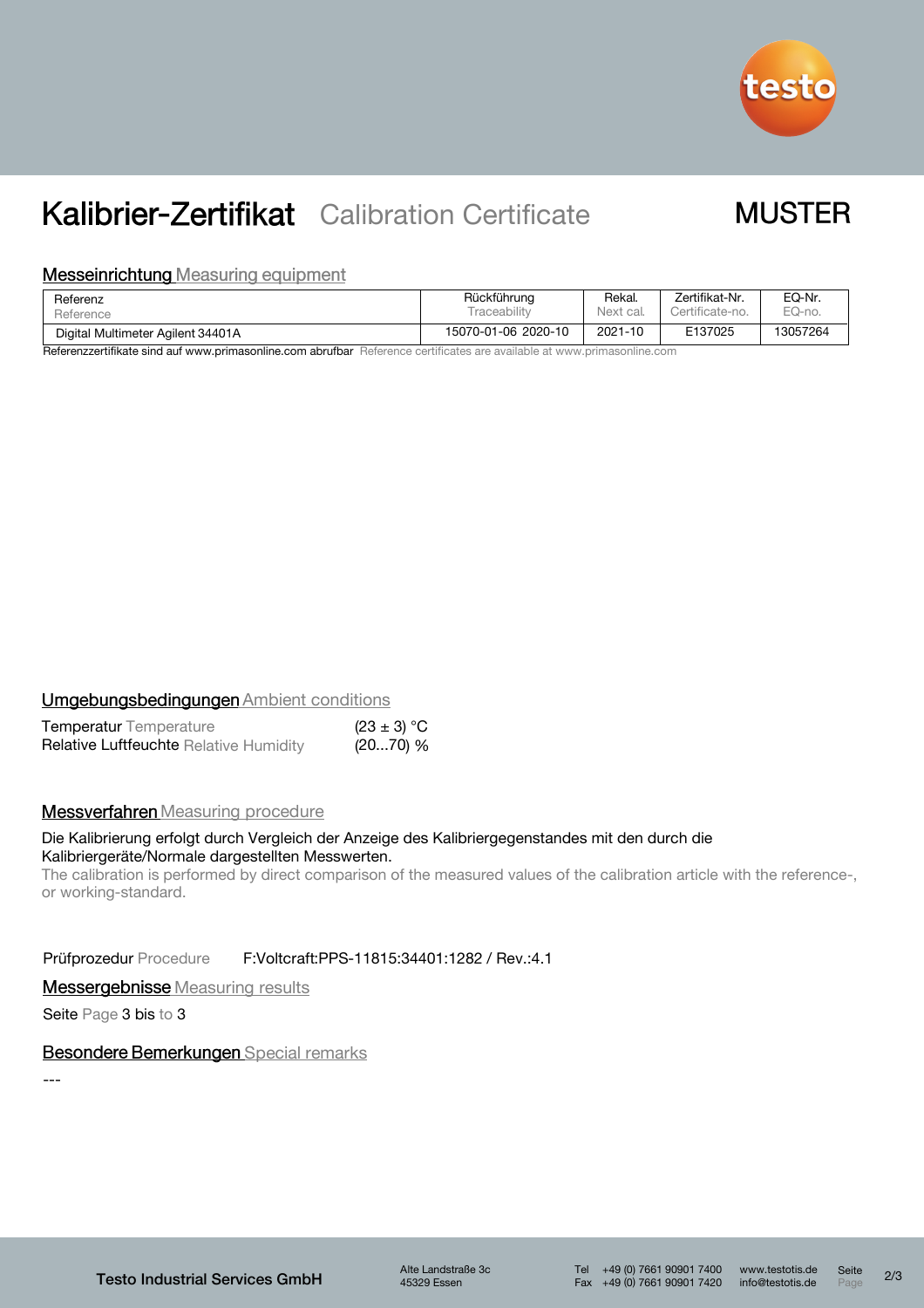# Kalibrier-Zertifikat Calibration Certificate

MUSTER

## Messeinrichtung Measuring equipment

| Referenz Reference | Rückführung Traceability | Rekal. Next cal. | Zertifikat-Nr. Certificate-no. | EQ-Nr. EQ-no. |
|---|---|---|---|---|
| Digital Multimeter Agilent 34401A | 15070-01-06 2020-10 | 2021-10 | E137025 | 13057264 |

Referenzzertifikate sind auf www.primasonline.com abrufbar Reference certificates are available at www.primasonline.com

## Umgebungsbedingungen Ambient conditions

| | |
|---|---|
| Temperatur Temperature | (23 ± 3) °C |
| Relative Luftfeuchte Relative Humidity | (20...70) % |

## Messverfahren Measuring procedure

Die Kalibrierung erfolgt durch Vergleich der Anzeige des Kalibriergegenstandes mit den durch die Kalibriergeräte/Normale dargestellten Messwerten.
The calibration is performed by direct comparison of the measured values of the calibration article with the reference-, or working-standard.

Prüfprozedur Procedure F:Voltcraft:PPS-11815:34401:1282 / Rev.:4.1

## Messergebnisse Measuring results

Seite Page 3 bis to 3

## Besondere Bemerkungen Special remarks

---

Testo Industrial Services GmbH
Alte Landstraße 3c
45329 Essen
Tel +49 (0) 7661 90901 7400
Fax +49 (0) 7661 90901 7420
www.testotis.de
info@testotis.de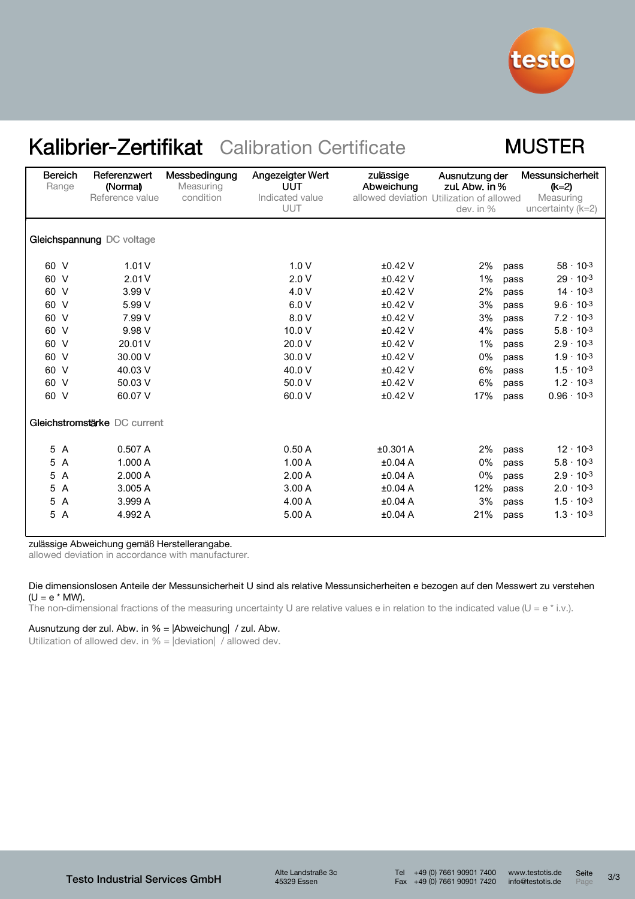# Kalibrier-Zertifikat Calibration Certificate

MUSTER

| Bereich Range | Referenzwert (Normal) Reference value | Messbedingung Measuring condition | Angezeigter Wert UUT Indicated value UUT | zulässige Abweichung allowed deviation | Ausnutzung der zul. Abw. in % Utilization of allowed dev. in % | | Messunsicherheit (k=2) Measuring uncertainty (k=2) |
|---|---|---|---|---|---|---|---|
| **Gleichspannung** DC voltage | | | | | | | |
| 60 V | 1.01 V | | 1.0 V | ±0.42 V | 2% | pass | $58 \cdot 10^{-3}$ |
| 60 V | 2.01 V | | 2.0 V | ±0.42 V | 1% | pass | $29 \cdot 10^{-3}$ |
| 60 V | 3.99 V | | 4.0 V | ±0.42 V | 2% | pass | $14 \cdot 10^{-3}$ |
| 60 V | 5.99 V | | 6.0 V | ±0.42 V | 3% | pass | $9.6 \cdot 10^{-3}$ |
| 60 V | 7.99 V | | 8.0 V | ±0.42 V | 3% | pass | $7.2 \cdot 10^{-3}$ |
| 60 V | 9.98 V | | 10.0 V | ±0.42 V | 4% | pass | $5.8 \cdot 10^{-3}$ |
| 60 V | 20.01 V | | 20.0 V | ±0.42 V | 1% | pass | $2.9 \cdot 10^{-3}$ |
| 60 V | 30.00 V | | 30.0 V | ±0.42 V | 0% | pass | $1.9 \cdot 10^{-3}$ |
| 60 V | 40.03 V | | 40.0 V | ±0.42 V | 6% | pass | $1.5 \cdot 10^{-3}$ |
| 60 V | 50.03 V | | 50.0 V | ±0.42 V | 6% | pass | $1.2 \cdot 10^{-3}$ |
| 60 V | 60.07 V | | 60.0 V | ±0.42 V | 17% | pass | $0.96 \cdot 10^{-3}$ |
| **Gleichstromstärke** DC current | | | | | | | |
| 5 A | 0.507 A | | 0.50 A | ±0.301 A | 2% | pass | $12 \cdot 10^{-3}$ |
| 5 A | 1.000 A | | 1.00 A | ±0.04 A | 0% | pass | $5.8 \cdot 10^{-3}$ |
| 5 A | 2.000 A | | 2.00 A | ±0.04 A | 0% | pass | $2.9 \cdot 10^{-3}$ |
| 5 A | 3.005 A | | 3.00 A | ±0.04 A | 12% | pass | $2.0 \cdot 10^{-3}$ |
| 5 A | 3.999 A | | 4.00 A | ±0.04 A | 3% | pass | $1.5 \cdot 10^{-3}$ |
| 5 A | 4.992 A | | 5.00 A | ±0.04 A | 21% | pass | $1.3 \cdot 10^{-3}$ |

zulässige Abweichung gemäß Herstellerangabe.
allowed deviation in accordance with manufacturer.

Die dimensionslosen Anteile der Messunsicherheit U sind als relative Messunsicherheiten e bezogen auf den Messwert zu verstehen (U = e * MW).
The non-dimensional fractions of the measuring uncertainty U are relative values e in relation to the indicated value (U = e * i.v.).

Ausnutzung der zul. Abw. in % = |Abweichung| / zul. Abw.
Utilization of allowed dev. in % = |deviation| / allowed dev.

Testo Industrial Services GmbH — Alte Landstraße 3c, 45329 Essen — Tel +49 (0) 7661 90901 7400 — Fax +49 (0) 7661 90901 7420 — www.testotis.de — info@testotis.de